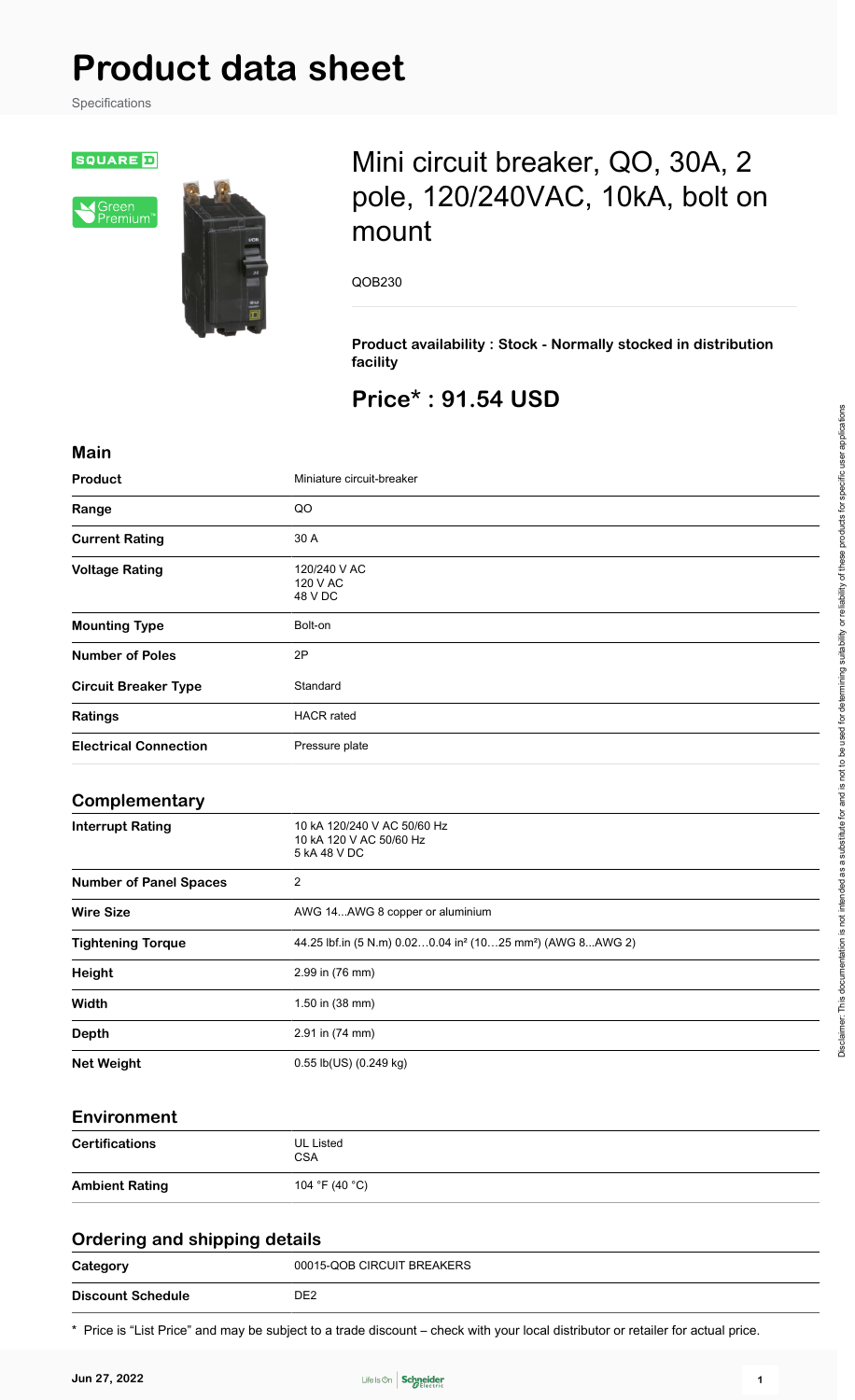# Product data sheet

Specifications

SQUARE D

Green Premium™

## Mini circuit breaker, QO, 30A, 2 pole, 120/240VAC, 10kA, bolt on mount

QOB230

**Product availability : Stock - Normally stocked in distribution facility**

## Price* : 91.54 USD

### Main

| | |
|---|---|
| **Product** | Miniature circuit-breaker |
| **Range** | QO |
| **Current Rating** | 30 A |
| **Voltage Rating** | 120/240 V AC<br>120 V AC<br>48 V DC |
| **Mounting Type** | Bolt-on |
| **Number of Poles** | 2P |
| **Circuit Breaker Type** | Standard |
| **Ratings** | HACR rated |
| **Electrical Connection** | Pressure plate |

### Complementary

| | |
|---|---|
| **Interrupt Rating** | 10 kA 120/240 V AC 50/60 Hz<br>10 kA 120 V AC 50/60 Hz<br>5 kA 48 V DC |
| **Number of Panel Spaces** | 2 |
| **Wire Size** | AWG 14...AWG 8 copper or aluminium |
| **Tightening Torque** | 44.25 lbf.in (5 N.m) 0.02…0.04 in² (10…25 mm²) (AWG 8...AWG 2) |
| **Height** | 2.99 in (76 mm) |
| **Width** | 1.50 in (38 mm) |
| **Depth** | 2.91 in (74 mm) |
| **Net Weight** | 0.55 lb(US) (0.249 kg) |

### Environment

| | |
|---|---|
| **Certifications** | UL Listed<br>CSA |
| **Ambient Rating** | 104 °F (40 °C) |

### Ordering and shipping details

| | |
|---|---|
| **Category** | 00015-QOB CIRCUIT BREAKERS |
| **Discount Schedule** | DE2 |

* Price is "List Price" and may be subject to a trade discount – check with your local distributor or retailer for actual price.

Disclaimer: This documentation is not intended as a substitute for and is not to be used for determining suitability or reliability of these products for specific user applications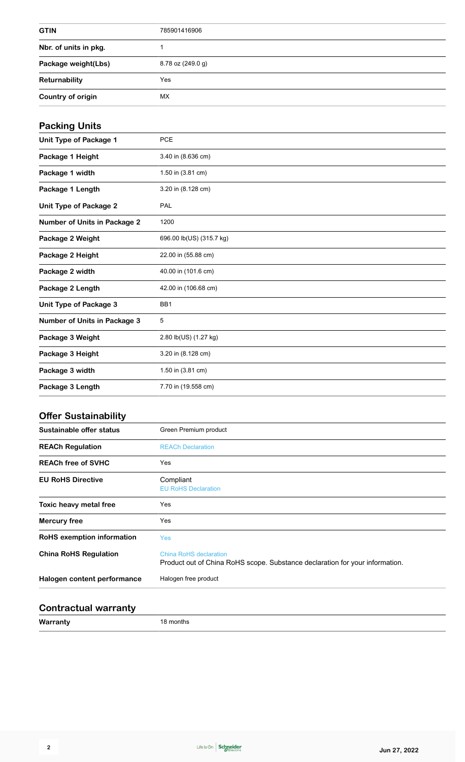| | |
|---|---|
| **GTIN** | 785901416906 |
| **Nbr. of units in pkg.** | 1 |
| **Package weight(Lbs)** | 8.78 oz (249.0 g) |
| **Returnability** | Yes |
| **Country of origin** | MX |

## Packing Units

| | |
|---|---|
| **Unit Type of Package 1** | PCE |
| **Package 1 Height** | 3.40 in (8.636 cm) |
| **Package 1 width** | 1.50 in (3.81 cm) |
| **Package 1 Length** | 3.20 in (8.128 cm) |
| **Unit Type of Package 2** | PAL |
| **Number of Units in Package 2** | 1200 |
| **Package 2 Weight** | 696.00 lb(US) (315.7 kg) |
| **Package 2 Height** | 22.00 in (55.88 cm) |
| **Package 2 width** | 40.00 in (101.6 cm) |
| **Package 2 Length** | 42.00 in (106.68 cm) |
| **Unit Type of Package 3** | BB1 |
| **Number of Units in Package 3** | 5 |
| **Package 3 Weight** | 2.80 lb(US) (1.27 kg) |
| **Package 3 Height** | 3.20 in (8.128 cm) |
| **Package 3 width** | 1.50 in (3.81 cm) |
| **Package 3 Length** | 7.70 in (19.558 cm) |

## Offer Sustainability

| | |
|---|---|
| **Sustainable offer status** | Green Premium product |
| **REACh Regulation** | REACh Declaration |
| **REACh free of SVHC** | Yes |
| **EU RoHS Directive** | Compliant<br>EU RoHS Declaration |
| **Toxic heavy metal free** | Yes |
| **Mercury free** | Yes |
| **RoHS exemption information** | Yes |
| **China RoHS Regulation** | China RoHS declaration<br>Product out of China RoHS scope. Substance declaration for your information. |
| **Halogen content performance** | Halogen free product |

## Contractual warranty

| | |
|---|---|
| **Warranty** | 18 months |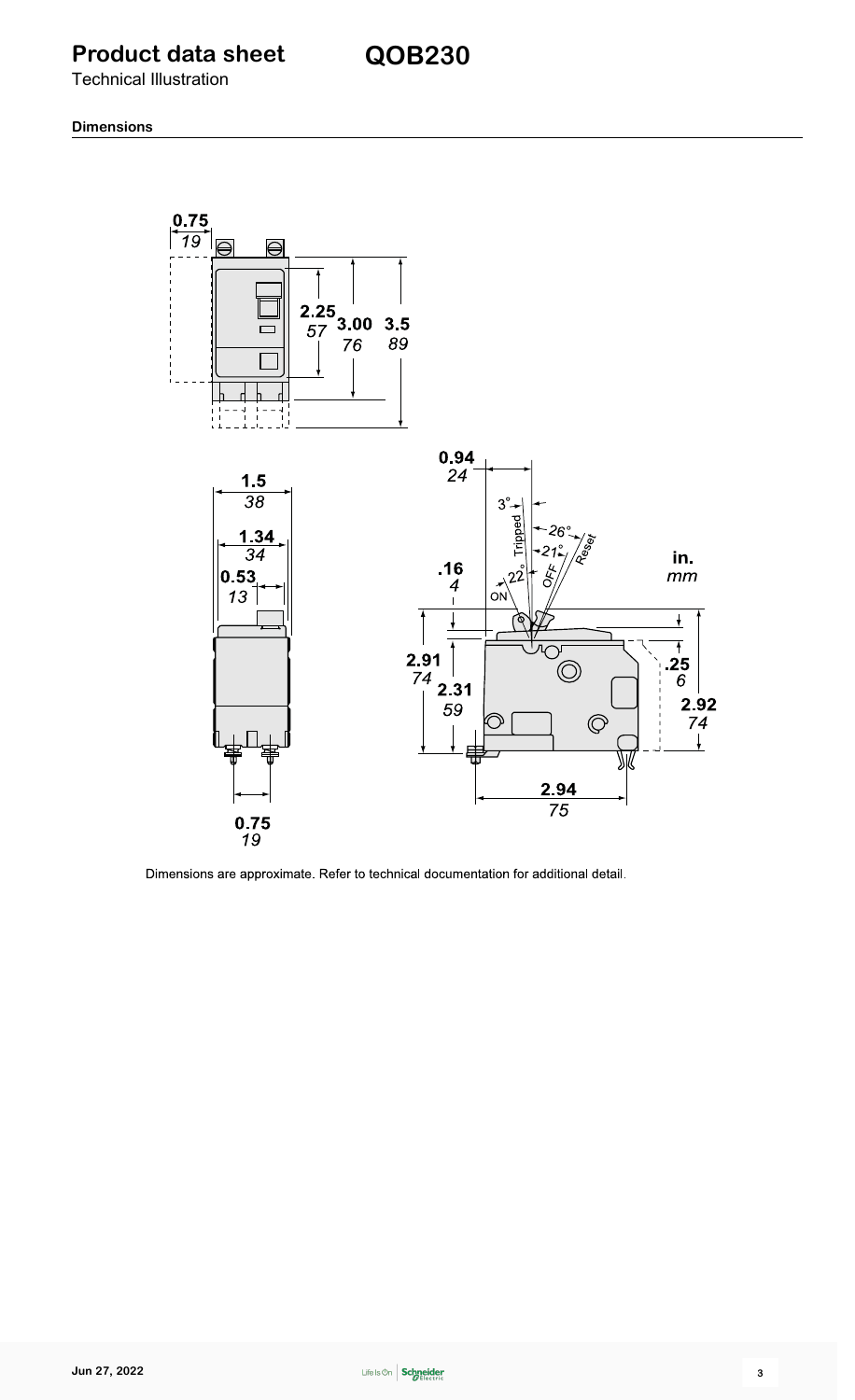# Product data sheet

Technical Illustration

QOB230

## Dimensions

0.75
19

2.25
57

3.00
76

3.5
89

1.5
38

1.34
34

0.53
13

0.75
19

0.94
24

3°

Tripped

26°

21°

Reset

OFF

22°

ON

.16
4

2.91
74

2.31
59

.25
6

2.92
74

2.94
75

in.
mm

Dimensions are approximate. Refer to technical documentation for additional detail.